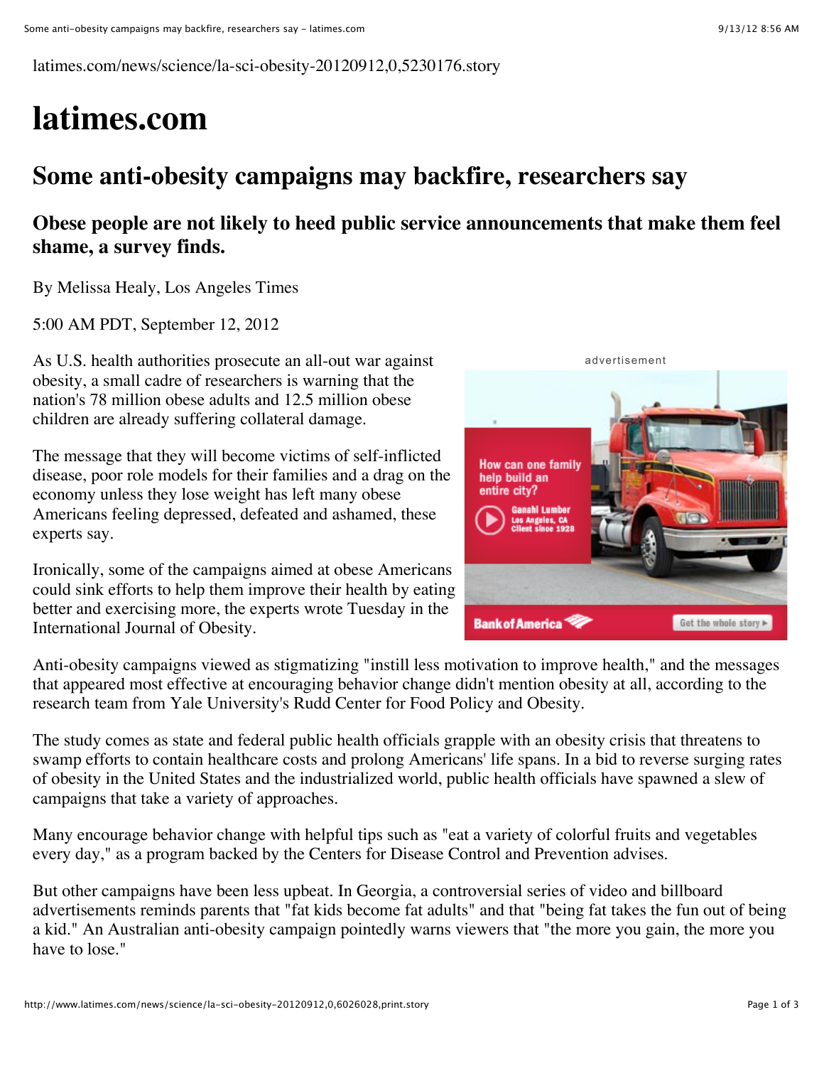latimes.com/news/science/la-sci-obesity-20120912,0,5230176.story

# latimes.com

## Some anti-obesity campaigns may backfire, researchers say

### Obese people are not likely to heed public service announcements that make them feel shame, a survey finds.

By Melissa Healy, Los Angeles Times

5:00 AM PDT, September 12, 2012

As U.S. health authorities prosecute an all-out war against obesity, a small cadre of researchers is warning that the nation's 78 million obese adults and 12.5 million obese children are already suffering collateral damage.

The message that they will become victims of self-inflicted disease, poor role models for their families and a drag on the economy unless they lose weight has left many obese Americans feeling depressed, defeated and ashamed, these experts say.

Ironically, some of the campaigns aimed at obese Americans could sink efforts to help them improve their health by eating better and exercising more, the experts wrote Tuesday in the International Journal of Obesity.

Anti-obesity campaigns viewed as stigmatizing "instill less motivation to improve health," and the messages that appeared most effective at encouraging behavior change didn't mention obesity at all, according to the research team from Yale University's Rudd Center for Food Policy and Obesity.

The study comes as state and federal public health officials grapple with an obesity crisis that threatens to swamp efforts to contain healthcare costs and prolong Americans' life spans. In a bid to reverse surging rates of obesity in the United States and the industrialized world, public health officials have spawned a slew of campaigns that take a variety of approaches.

Many encourage behavior change with helpful tips such as "eat a variety of colorful fruits and vegetables every day," as a program backed by the Centers for Disease Control and Prevention advises.

But other campaigns have been less upbeat. In Georgia, a controversial series of video and billboard advertisements reminds parents that "fat kids become fat adults" and that "being fat takes the fun out of being a kid." An Australian anti-obesity campaign pointedly warns viewers that "the more you gain, the more you have to lose."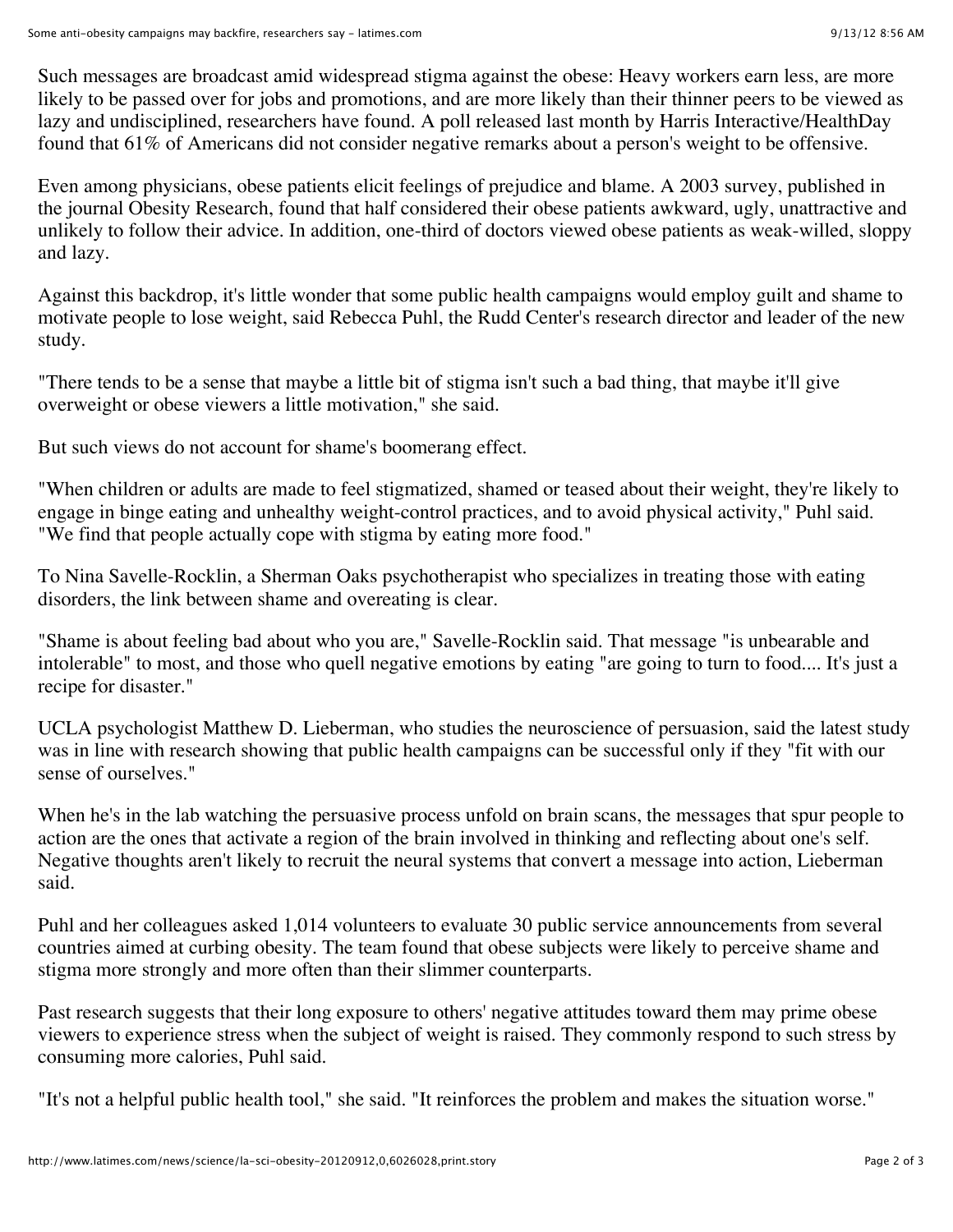Such messages are broadcast amid widespread stigma against the obese: Heavy workers earn less, are more likely to be passed over for jobs and promotions, and are more likely than their thinner peers to be viewed as lazy and undisciplined, researchers have found. A poll released last month by Harris Interactive/HealthDay found that 61% of Americans did not consider negative remarks about a person's weight to be offensive.

Even among physicians, obese patients elicit feelings of prejudice and blame. A 2003 survey, published in the journal Obesity Research, found that half considered their obese patients awkward, ugly, unattractive and unlikely to follow their advice. In addition, one-third of doctors viewed obese patients as weak-willed, sloppy and lazy.

Against this backdrop, it's little wonder that some public health campaigns would employ guilt and shame to motivate people to lose weight, said Rebecca Puhl, the Rudd Center's research director and leader of the new study.

"There tends to be a sense that maybe a little bit of stigma isn't such a bad thing, that maybe it'll give overweight or obese viewers a little motivation," she said.

But such views do not account for shame's boomerang effect.

"When children or adults are made to feel stigmatized, shamed or teased about their weight, they're likely to engage in binge eating and unhealthy weight-control practices, and to avoid physical activity," Puhl said. "We find that people actually cope with stigma by eating more food."

To Nina Savelle-Rocklin, a Sherman Oaks psychotherapist who specializes in treating those with eating disorders, the link between shame and overeating is clear.

"Shame is about feeling bad about who you are," Savelle-Rocklin said. That message "is unbearable and intolerable" to most, and those who quell negative emotions by eating "are going to turn to food.... It's just a recipe for disaster."

UCLA psychologist Matthew D. Lieberman, who studies the neuroscience of persuasion, said the latest study was in line with research showing that public health campaigns can be successful only if they "fit with our sense of ourselves."

When he's in the lab watching the persuasive process unfold on brain scans, the messages that spur people to action are the ones that activate a region of the brain involved in thinking and reflecting about one's self. Negative thoughts aren't likely to recruit the neural systems that convert a message into action, Lieberman said.

Puhl and her colleagues asked 1,014 volunteers to evaluate 30 public service announcements from several countries aimed at curbing obesity. The team found that obese subjects were likely to perceive shame and stigma more strongly and more often than their slimmer counterparts.

Past research suggests that their long exposure to others' negative attitudes toward them may prime obese viewers to experience stress when the subject of weight is raised. They commonly respond to such stress by consuming more calories, Puhl said.

"It's not a helpful public health tool," she said. "It reinforces the problem and makes the situation worse."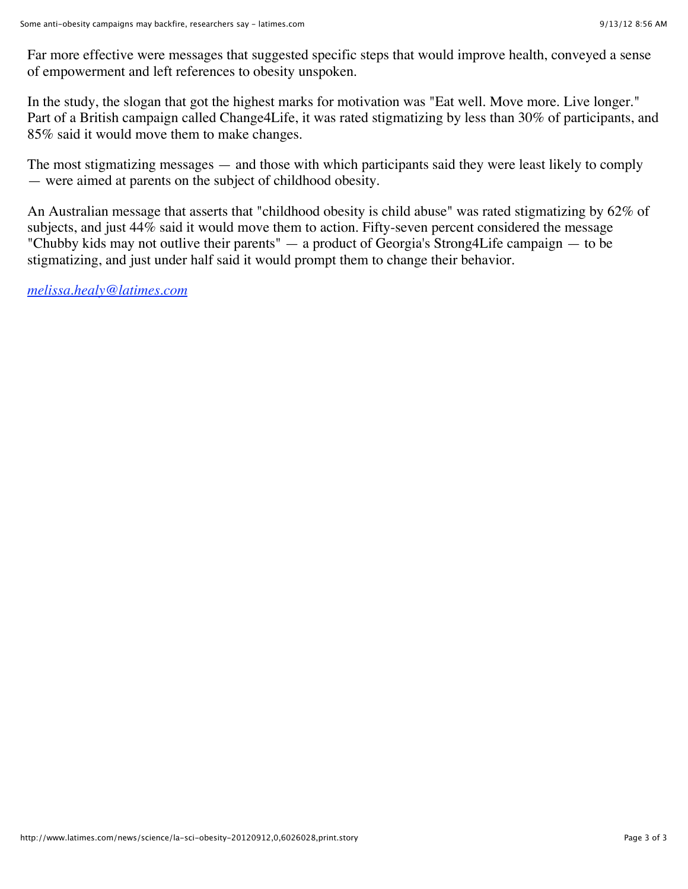Far more effective were messages that suggested specific steps that would improve health, conveyed a sense of empowerment and left references to obesity unspoken.

In the study, the slogan that got the highest marks for motivation was "Eat well. Move more. Live longer." Part of a British campaign called Change4Life, it was rated stigmatizing by less than 30% of participants, and 85% said it would move them to make changes.

The most stigmatizing messages — and those with which participants said they were least likely to comply — were aimed at parents on the subject of childhood obesity.

An Australian message that asserts that "childhood obesity is child abuse" was rated stigmatizing by 62% of subjects, and just 44% said it would move them to action. Fifty-seven percent considered the message "Chubby kids may not outlive their parents" — a product of Georgia's Strong4Life campaign — to be stigmatizing, and just under half said it would prompt them to change their behavior.

*melissa.healy@latimes.com*